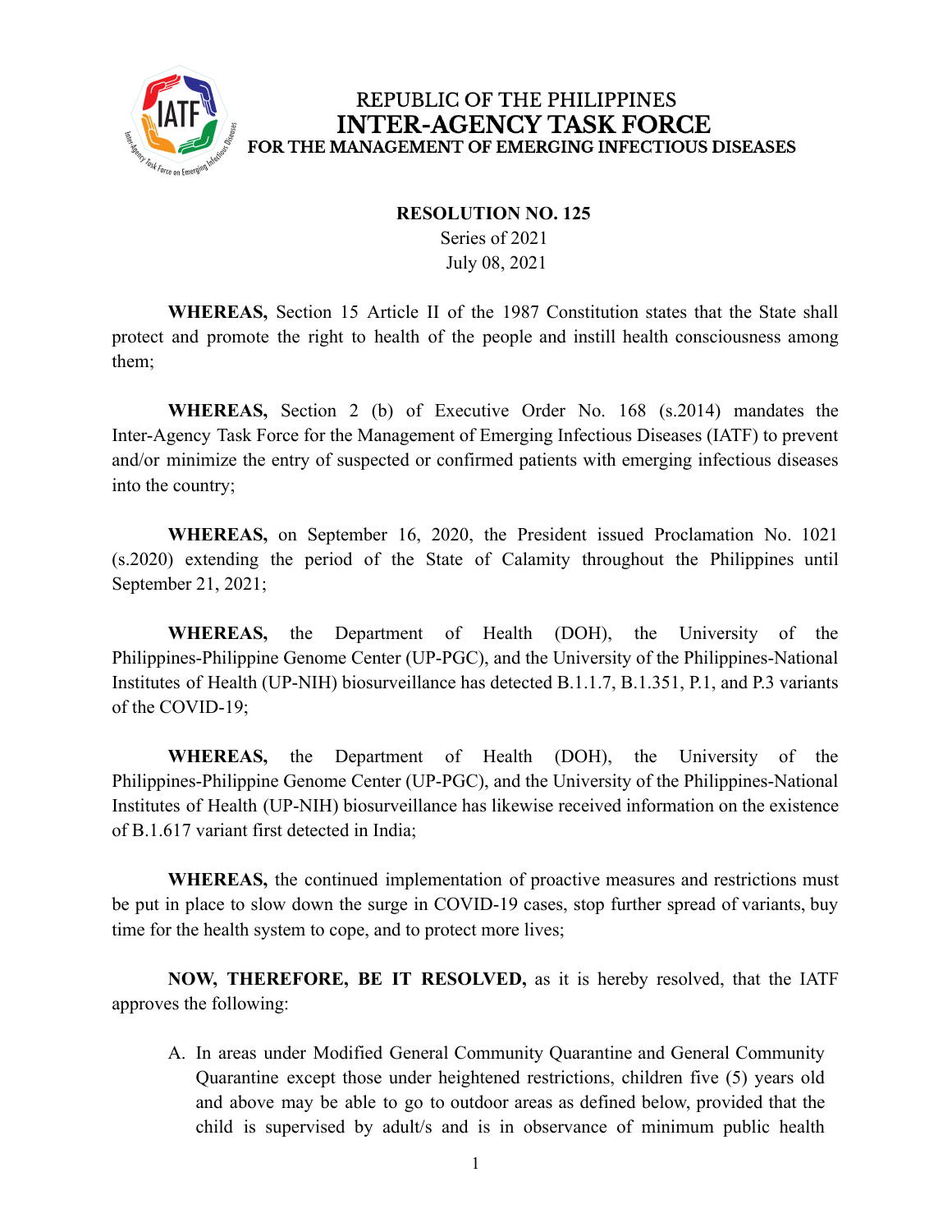REPUBLIC OF THE PHILIPPINES
**INTER-AGENCY TASK FORCE**
**FOR THE MANAGEMENT OF EMERGING INFECTIOUS DISEASES**

**RESOLUTION NO. 125**
Series of 2021
July 08, 2021

**WHEREAS,** Section 15 Article II of the 1987 Constitution states that the State shall protect and promote the right to health of the people and instill health consciousness among them;

**WHEREAS,** Section 2 (b) of Executive Order No. 168 (s.2014) mandates the Inter-Agency Task Force for the Management of Emerging Infectious Diseases (IATF) to prevent and/or minimize the entry of suspected or confirmed patients with emerging infectious diseases into the country;

**WHEREAS,** on September 16, 2020, the President issued Proclamation No. 1021 (s.2020) extending the period of the State of Calamity throughout the Philippines until September 21, 2021;

**WHEREAS,** the Department of Health (DOH), the University of the Philippines-Philippine Genome Center (UP-PGC), and the University of the Philippines-National Institutes of Health (UP-NIH) biosurveillance has detected B.1.1.7, B.1.351, P.1, and P.3 variants of the COVID-19;

**WHEREAS,** the Department of Health (DOH), the University of the Philippines-Philippine Genome Center (UP-PGC), and the University of the Philippines-National Institutes of Health (UP-NIH) biosurveillance has likewise received information on the existence of B.1.617 variant first detected in India;

**WHEREAS,** the continued implementation of proactive measures and restrictions must be put in place to slow down the surge in COVID-19 cases, stop further spread of variants, buy time for the health system to cope, and to protect more lives;

**NOW, THEREFORE, BE IT RESOLVED,** as it is hereby resolved, that the IATF approves the following:

A. In areas under Modified General Community Quarantine and General Community Quarantine except those under heightened restrictions, children five (5) years old and above may be able to go to outdoor areas as defined below, provided that the child is supervised by adult/s and is in observance of minimum public health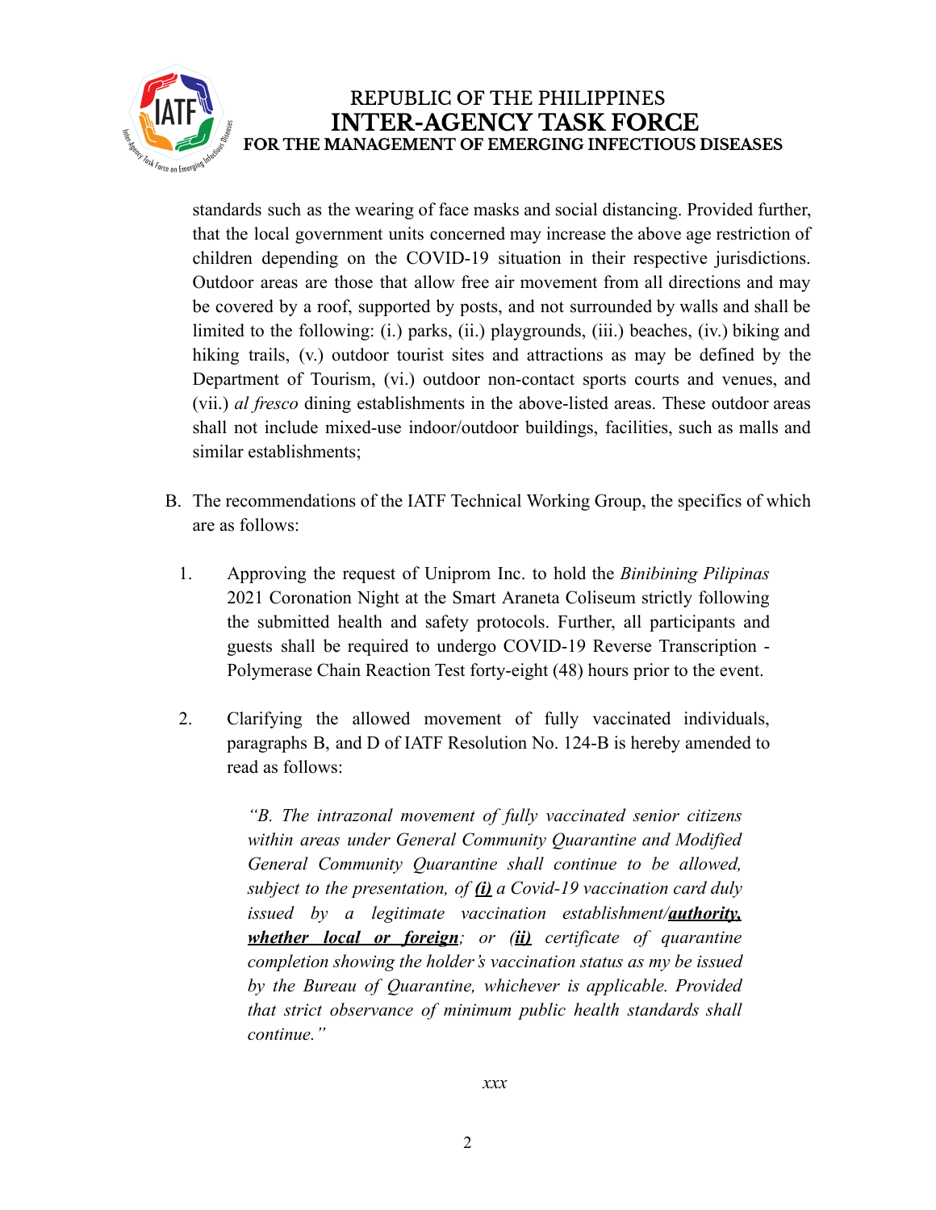standards such as the wearing of face masks and social distancing. Provided further, that the local government units concerned may increase the above age restriction of children depending on the COVID-19 situation in their respective jurisdictions. Outdoor areas are those that allow free air movement from all directions and may be covered by a roof, supported by posts, and not surrounded by walls and shall be limited to the following: (i.) parks, (ii.) playgrounds, (iii.) beaches, (iv.) biking and hiking trails, (v.) outdoor tourist sites and attractions as may be defined by the Department of Tourism, (vi.) outdoor non-contact sports courts and venues, and (vii.) *al fresco* dining establishments in the above-listed areas. These outdoor areas shall not include mixed-use indoor/outdoor buildings, facilities, such as malls and similar establishments;

B. The recommendations of the IATF Technical Working Group, the specifics of which are as follows:

1. Approving the request of Uniprom Inc. to hold the *Binibining Pilipinas* 2021 Coronation Night at the Smart Araneta Coliseum strictly following the submitted health and safety protocols. Further, all participants and guests shall be required to undergo COVID-19 Reverse Transcription - Polymerase Chain Reaction Test forty-eight (48) hours prior to the event.

2. Clarifying the allowed movement of fully vaccinated individuals, paragraphs B, and D of IATF Resolution No. 124-B is hereby amended to read as follows:

> *"B. The intrazonal movement of fully vaccinated senior citizens within areas under General Community Quarantine and Modified General Community Quarantine shall continue to be allowed, subject to the presentation, of **(i)** a Covid-19 vaccination card duly issued by a legitimate vaccination establishment/**authority, whether local or foreign**; or (**ii)** certificate of quarantine completion showing the holder's vaccination status as my be issued by the Bureau of Quarantine, whichever is applicable. Provided that strict observance of minimum public health standards shall continue."*

*xxx*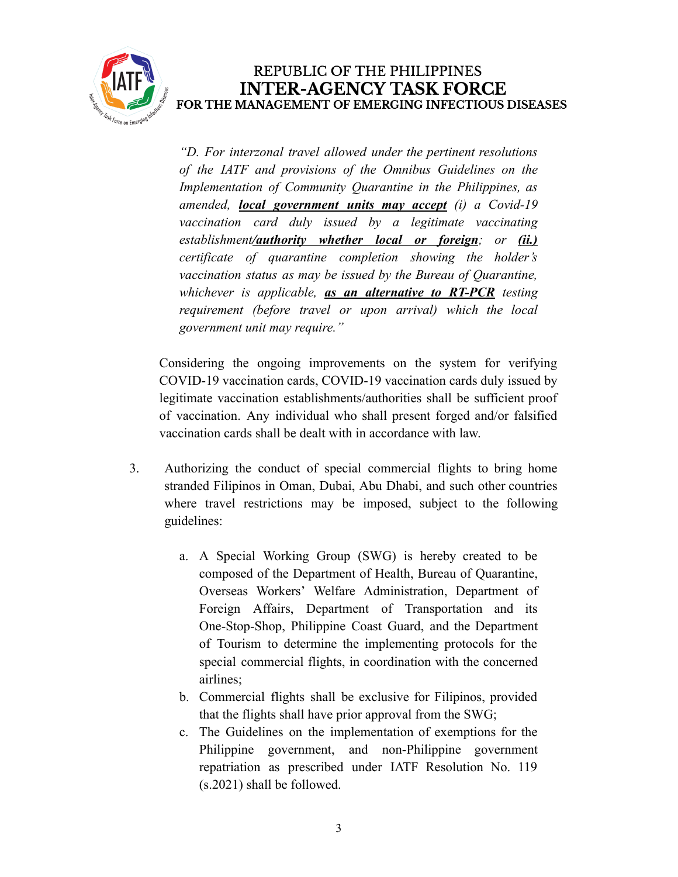*"D. For interzonal travel allowed under the pertinent resolutions of the IATF and provisions of the Omnibus Guidelines on the Implementation of Community Quarantine in the Philippines, as amended, **<u>local government units may accept</u>** (i) a Covid-19 vaccination card duly issued by a legitimate vaccinating establishment/**<u>authority whether local or foreign</u>**; or **<u>(ii.)</u>** certificate of quarantine completion showing the holder's vaccination status as may be issued by the Bureau of Quarantine, whichever is applicable, **<u>as an alternative to RT-PCR</u>** testing requirement (before travel or upon arrival) which the local government unit may require."*

Considering the ongoing improvements on the system for verifying COVID-19 vaccination cards, COVID-19 vaccination cards duly issued by legitimate vaccination establishments/authorities shall be sufficient proof of vaccination. Any individual who shall present forged and/or falsified vaccination cards shall be dealt with in accordance with law.

3. Authorizing the conduct of special commercial flights to bring home stranded Filipinos in Oman, Dubai, Abu Dhabi, and such other countries where travel restrictions may be imposed, subject to the following guidelines:

    a. A Special Working Group (SWG) is hereby created to be composed of the Department of Health, Bureau of Quarantine, Overseas Workers' Welfare Administration, Department of Foreign Affairs, Department of Transportation and its One-Stop-Shop, Philippine Coast Guard, and the Department of Tourism to determine the implementing protocols for the special commercial flights, in coordination with the concerned airlines;
    b. Commercial flights shall be exclusive for Filipinos, provided that the flights shall have prior approval from the SWG;
    c. The Guidelines on the implementation of exemptions for the Philippine government, and non-Philippine government repatriation as prescribed under IATF Resolution No. 119 (s.2021) shall be followed.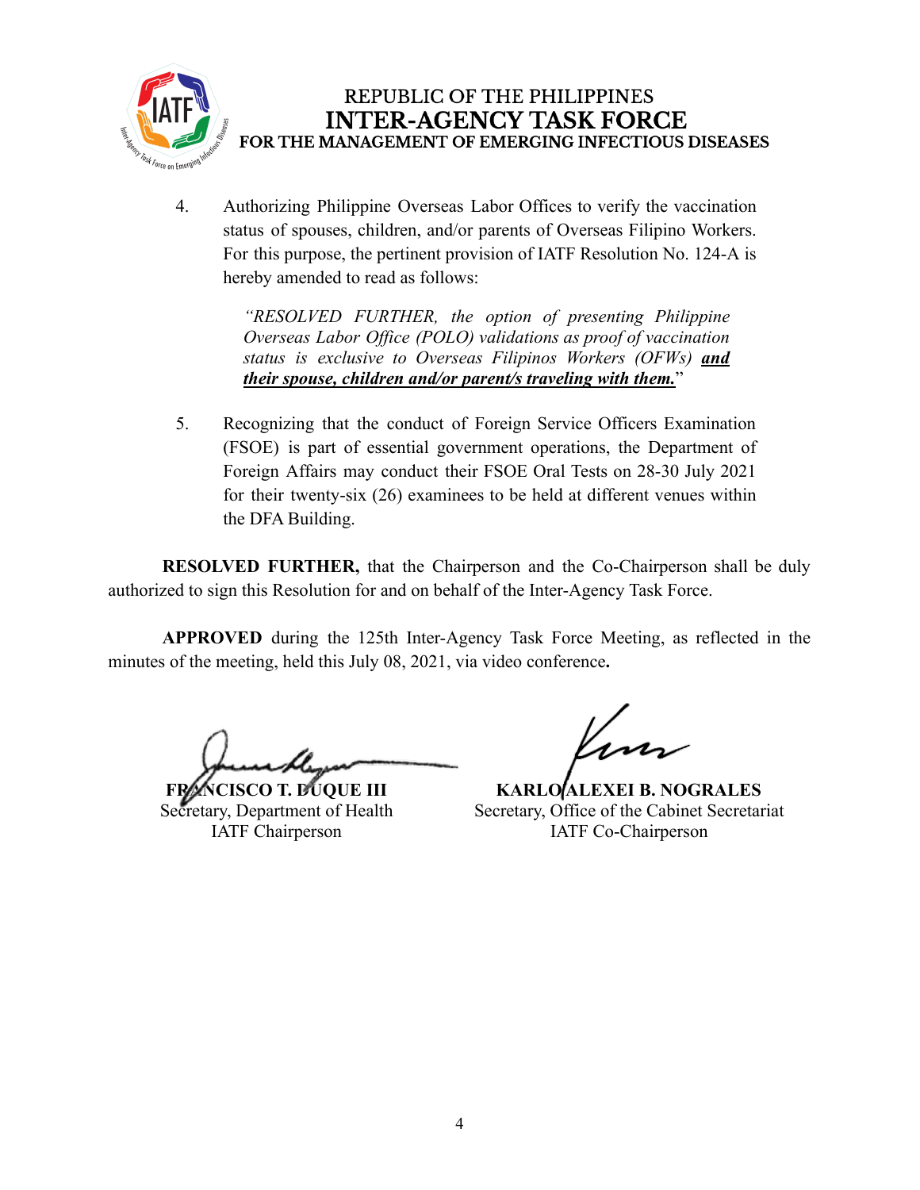REPUBLIC OF THE PHILIPPINES
**INTER-AGENCY TASK FORCE**
**FOR THE MANAGEMENT OF EMERGING INFECTIOUS DISEASES**

4. Authorizing Philippine Overseas Labor Offices to verify the vaccination status of spouses, children, and/or parents of Overseas Filipino Workers. For this purpose, the pertinent provision of IATF Resolution No. 124-A is hereby amended to read as follows:

   > *"RESOLVED FURTHER, the option of presenting Philippine Overseas Labor Office (POLO) validations as proof of vaccination status is exclusive to Overseas Filipinos Workers (OFWs)* ***<u>and their spouse, children and/or parent/s traveling with them.</u>***"

5. Recognizing that the conduct of Foreign Service Officers Examination (FSOE) is part of essential government operations, the Department of Foreign Affairs may conduct their FSOE Oral Tests on 28-30 July 2021 for their twenty-six (26) examinees to be held at different venues within the DFA Building.

**RESOLVED FURTHER,** that the Chairperson and the Co-Chairperson shall be duly authorized to sign this Resolution for and on behalf of the Inter-Agency Task Force.

**APPROVED** during the 125th Inter-Agency Task Force Meeting, as reflected in the minutes of the meeting, held this July 08, 2021, via video conference**.**

**FRANCISCO T. DUQUE III**
Secretary, Department of Health
IATF Chairperson

**KARLO ALEXEI B. NOGRALES**
Secretary, Office of the Cabinet Secretariat
IATF Co-Chairperson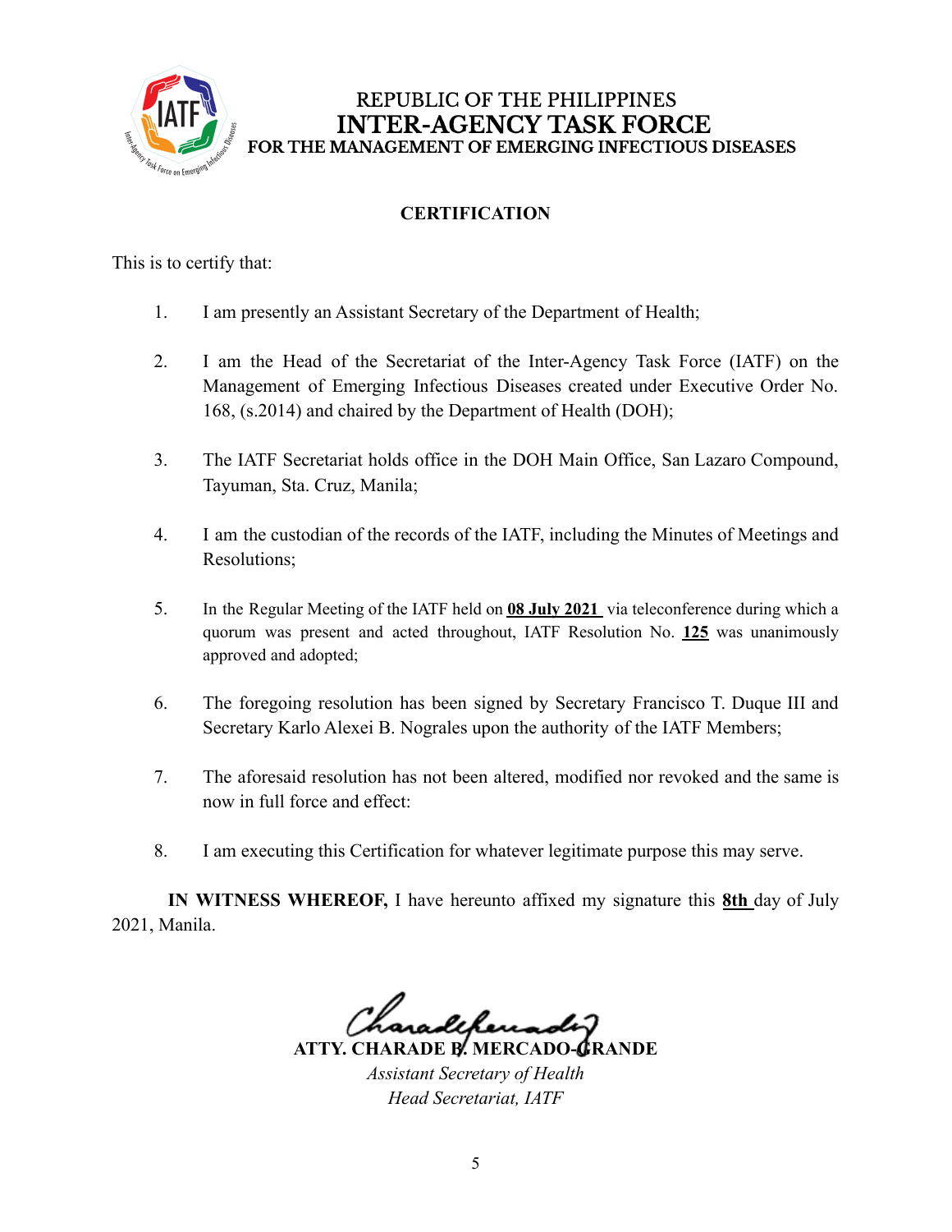REPUBLIC OF THE PHILIPPINES
**INTER-AGENCY TASK FORCE**
**FOR THE MANAGEMENT OF EMERGING INFECTIOUS DISEASES**

**CERTIFICATION**

This is to certify that:

1. I am presently an Assistant Secretary of the Department of Health;

2. I am the Head of the Secretariat of the Inter-Agency Task Force (IATF) on the Management of Emerging Infectious Diseases created under Executive Order No. 168, (s.2014) and chaired by the Department of Health (DOH);

3. The IATF Secretariat holds office in the DOH Main Office, San Lazaro Compound, Tayuman, Sta. Cruz, Manila;

4. I am the custodian of the records of the IATF, including the Minutes of Meetings and Resolutions;

5. In the Regular Meeting of the IATF held on **08 July 2021** via teleconference during which a quorum was present and acted throughout, IATF Resolution No. **125** was unanimously approved and adopted;

6. The foregoing resolution has been signed by Secretary Francisco T. Duque III and Secretary Karlo Alexei B. Nograles upon the authority of the IATF Members;

7. The aforesaid resolution has not been altered, modified nor revoked and the same is now in full force and effect:

8. I am executing this Certification for whatever legitimate purpose this may serve.

**IN WITNESS WHEREOF,** I have hereunto affixed my signature this **8th** day of July 2021, Manila.

**ATTY. CHARADE B. MERCADO-GRANDE**
*Assistant Secretary of Health*
*Head Secretariat, IATF*